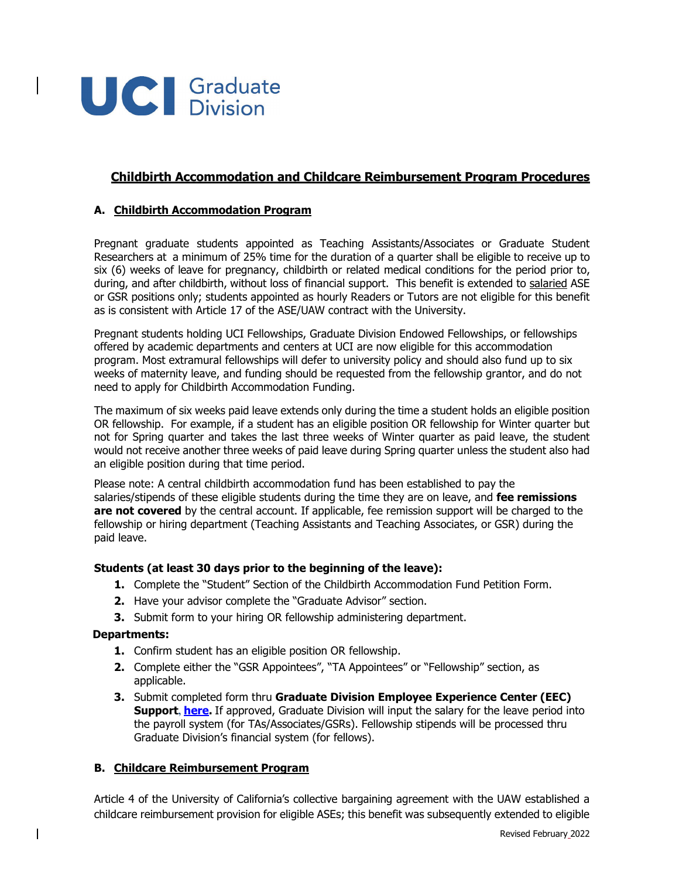# UCI Graduate Division

## Childbirth Accommodation and Childcare Reimbursement Program Procedures

### A. Childbirth Accommodation Program

Pregnant graduate students appointed as Teaching Assistants/Associates or Graduate Student Researchers at a minimum of 25% time for the duration of a quarter shall be eligible to receive up to six (6) weeks of leave for pregnancy, childbirth or related medical conditions for the period prior to, during, and after childbirth, without loss of financial support. This benefit is extended to salaried ASE or GSR positions only; students appointed as hourly Readers or Tutors are not eligible for this benefit as is consistent with Article 17 of the ASE/UAW contract with the University.

Pregnant students holding UCI Fellowships, Graduate Division Endowed Fellowships, or fellowships offered by academic departments and centers at UCI are now eligible for this accommodation program. Most extramural fellowships will defer to university policy and should also fund up to six weeks of maternity leave, and funding should be requested from the fellowship grantor, and do not need to apply for Childbirth Accommodation Funding.

The maximum of six weeks paid leave extends only during the time a student holds an eligible position OR fellowship. For example, if a student has an eligible position OR fellowship for Winter quarter but not for Spring quarter and takes the last three weeks of Winter quarter as paid leave, the student would not receive another three weeks of paid leave during Spring quarter unless the student also had an eligible position during that time period.

Please note: A central childbirth accommodation fund has been established to pay the salaries/stipends of these eligible students during the time they are on leave, and **fee remissions are not covered** by the central account. If applicable, fee remission support will be charged to the fellowship or hiring department (Teaching Assistants and Teaching Associates, or GSR) during the paid leave.

**Students (at least 30 days prior to the beginning of the leave):**

1. Complete the "Student" Section of the Childbirth Accommodation Fund Petition Form.
2. Have your advisor complete the "Graduate Advisor" section.
3. Submit form to your hiring OR fellowship administering department.

**Departments:**

1. Confirm student has an eligible position OR fellowship.
2. Complete either the "GSR Appointees", "TA Appointees" or "Fellowship" section, as applicable.
3. Submit completed form thru **Graduate Division Employee Experience Center (EEC) Support**, **here.** If approved, Graduate Division will input the salary for the leave period into the payroll system (for TAs/Associates/GSRs). Fellowship stipends will be processed thru Graduate Division's financial system (for fellows).

### B. Childcare Reimbursement Program

Article 4 of the University of California's collective bargaining agreement with the UAW established a childcare reimbursement provision for eligible ASEs; this benefit was subsequently extended to eligible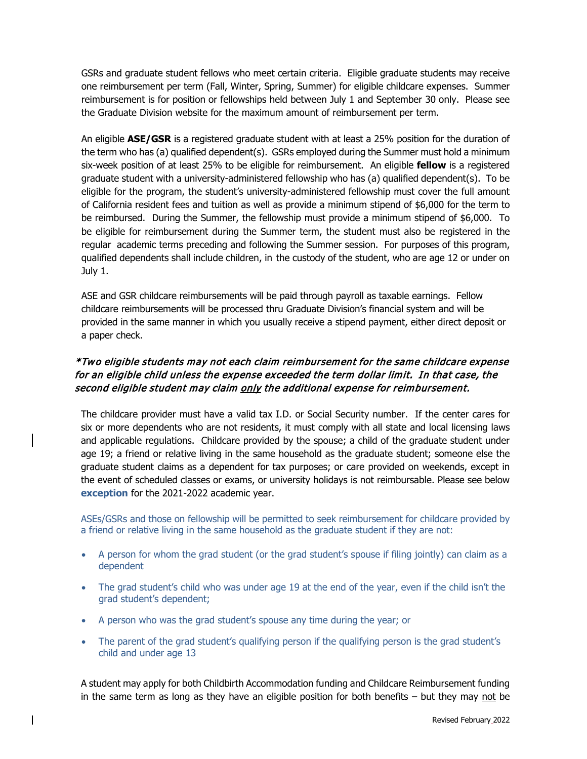GSRs and graduate student fellows who meet certain criteria. Eligible graduate students may receive one reimbursement per term (Fall, Winter, Spring, Summer) for eligible childcare expenses. Summer reimbursement is for position or fellowships held between July 1 and September 30 only. Please see the Graduate Division website for the maximum amount of reimbursement per term.

An eligible **ASE/GSR** is a registered graduate student with at least a 25% position for the duration of the term who has (a) qualified dependent(s). GSRs employed during the Summer must hold a minimum six-week position of at least 25% to be eligible for reimbursement. An eligible **fellow** is a registered graduate student with a university-administered fellowship who has (a) qualified dependent(s). To be eligible for the program, the student's university-administered fellowship must cover the full amount of California resident fees and tuition as well as provide a minimum stipend of $6,000 for the term to be reimbursed. During the Summer, the fellowship must provide a minimum stipend of $6,000. To be eligible for reimbursement during the Summer term, the student must also be registered in the regular academic terms preceding and following the Summer session. For purposes of this program, qualified dependents shall include children, in the custody of the student, who are age 12 or under on July 1.

ASE and GSR childcare reimbursements will be paid through payroll as taxable earnings. Fellow childcare reimbursements will be processed thru Graduate Division's financial system and will be provided in the same manner in which you usually receive a stipend payment, either direct deposit or a paper check.

***Two eligible students may not each claim reimbursement for the same childcare expense for an eligible child unless the expense exceeded the term dollar limit. In that case, the second eligible student may claim <u>only</u> the additional expense for reimbursement.***

The childcare provider must have a valid tax I.D. or Social Security number. If the center cares for six or more dependents who are not residents, it must comply with all state and local licensing laws and applicable regulations. Childcare provided by the spouse; a child of the graduate student under age 19; a friend or relative living in the same household as the graduate student; someone else the graduate student claims as a dependent for tax purposes; or care provided on weekends, except in the event of scheduled classes or exams, or university holidays is not reimbursable. Please see below **exception** for the 2021-2022 academic year.

ASEs/GSRs and those on fellowship will be permitted to seek reimbursement for childcare provided by a friend or relative living in the same household as the graduate student if they are not:

- A person for whom the grad student (or the grad student's spouse if filing jointly) can claim as a dependent
- The grad student's child who was under age 19 at the end of the year, even if the child isn't the grad student's dependent;
- A person who was the grad student's spouse any time during the year; or
- The parent of the grad student's qualifying person if the qualifying person is the grad student's child and under age 13

A student may apply for both Childbirth Accommodation funding and Childcare Reimbursement funding in the same term as long as they have an eligible position for both benefits – but they may <u>not</u> be

Revised February 2022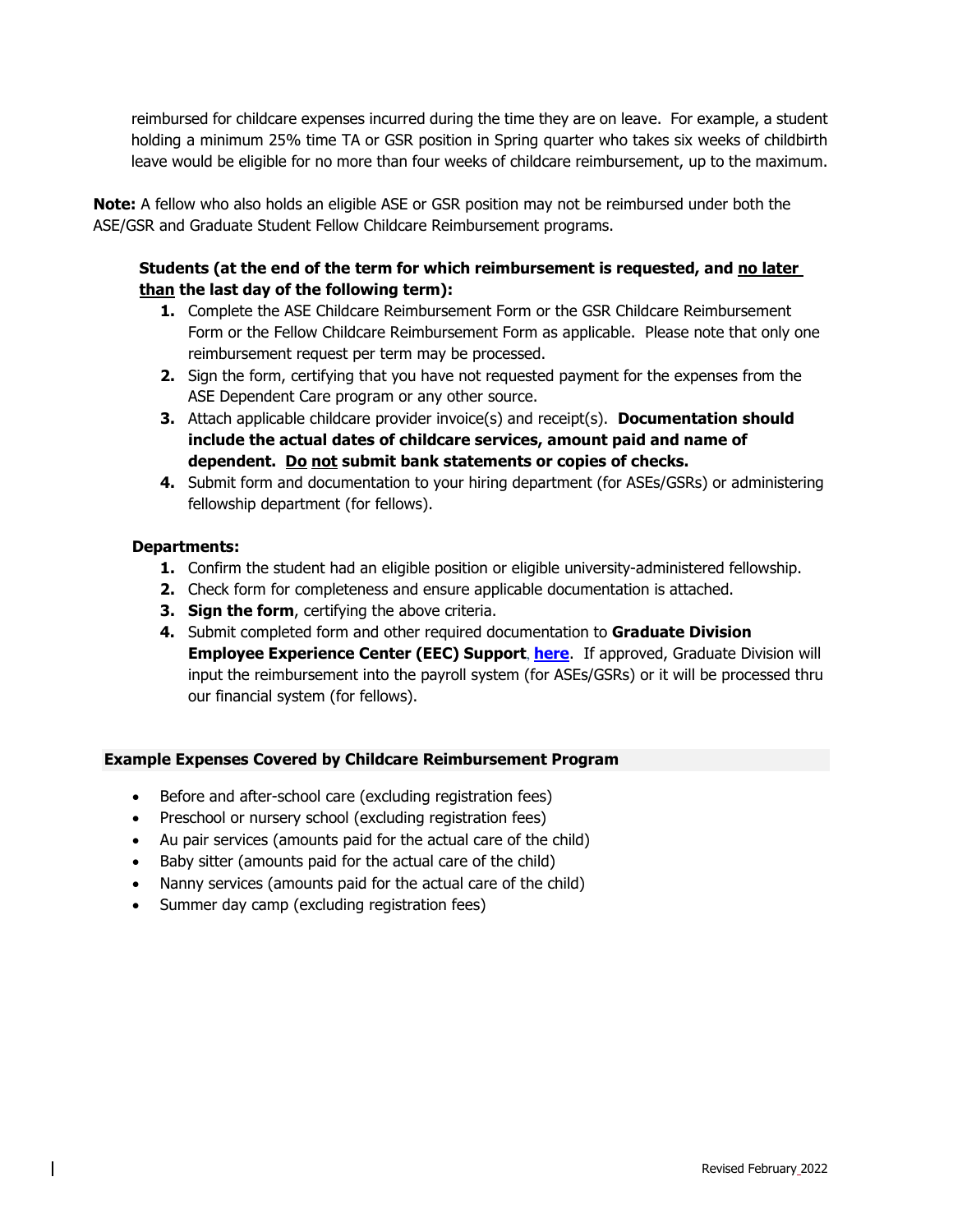reimbursed for childcare expenses incurred during the time they are on leave. For example, a student holding a minimum 25% time TA or GSR position in Spring quarter who takes six weeks of childbirth leave would be eligible for no more than four weeks of childcare reimbursement, up to the maximum.

**Note:** A fellow who also holds an eligible ASE or GSR position may not be reimbursed under both the ASE/GSR and Graduate Student Fellow Childcare Reimbursement programs.

**Students (at the end of the term for which reimbursement is requested, and no later than the last day of the following term):**

1. Complete the ASE Childcare Reimbursement Form or the GSR Childcare Reimbursement Form or the Fellow Childcare Reimbursement Form as applicable. Please note that only one reimbursement request per term may be processed.
2. Sign the form, certifying that you have not requested payment for the expenses from the ASE Dependent Care program or any other source.
3. Attach applicable childcare provider invoice(s) and receipt(s). **Documentation should include the actual dates of childcare services, amount paid and name of dependent. Do not submit bank statements or copies of checks.**
4. Submit form and documentation to your hiring department (for ASEs/GSRs) or administering fellowship department (for fellows).

**Departments:**

1. Confirm the student had an eligible position or eligible university-administered fellowship.
2. Check form for completeness and ensure applicable documentation is attached.
3. **Sign the form**, certifying the above criteria.
4. Submit completed form and other required documentation to **Graduate Division Employee Experience Center (EEC) Support**, **here**. If approved, Graduate Division will input the reimbursement into the payroll system (for ASEs/GSRs) or it will be processed thru our financial system (for fellows).

### Example Expenses Covered by Childcare Reimbursement Program

- Before and after-school care (excluding registration fees)
- Preschool or nursery school (excluding registration fees)
- Au pair services (amounts paid for the actual care of the child)
- Baby sitter (amounts paid for the actual care of the child)
- Nanny services (amounts paid for the actual care of the child)
- Summer day camp (excluding registration fees)

Revised February 2022